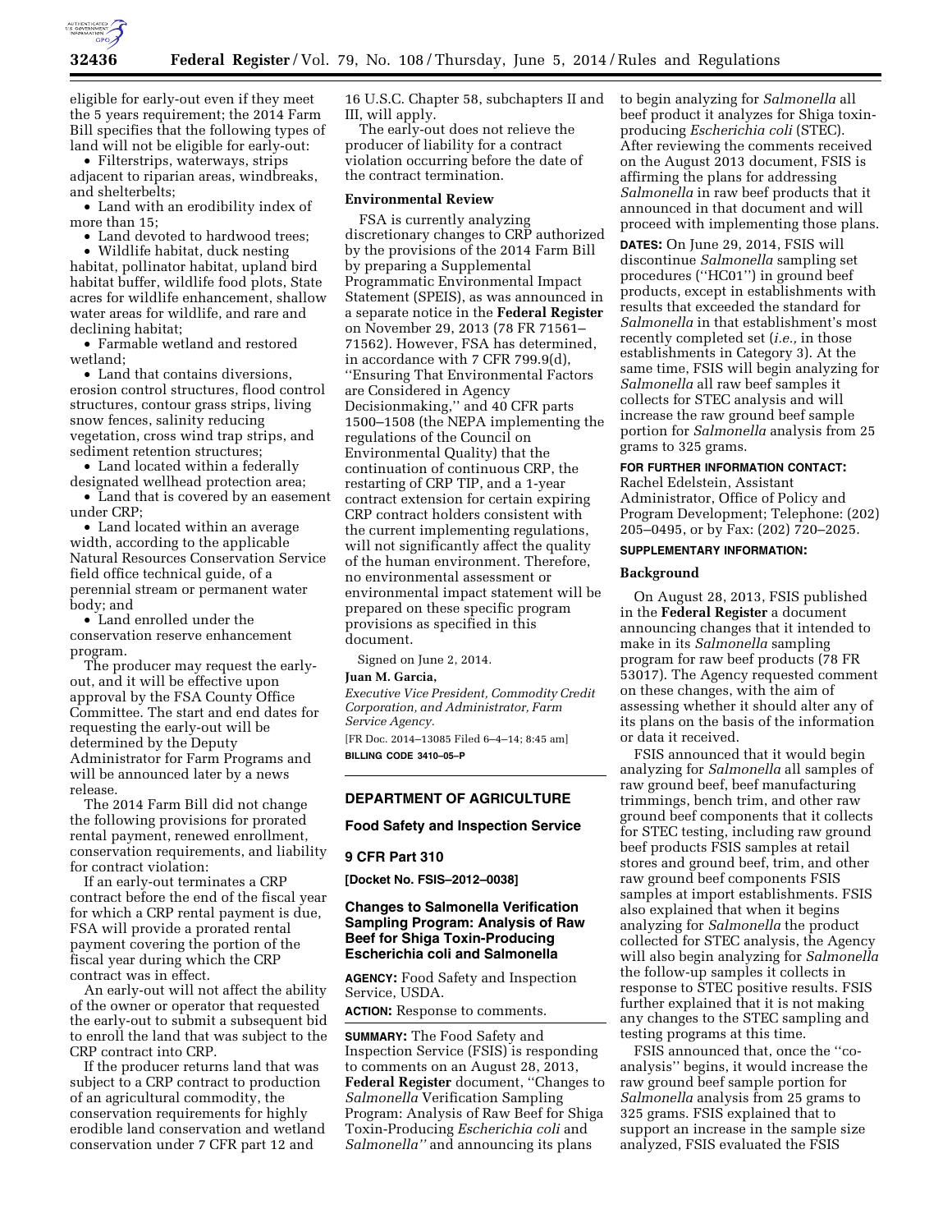eligible for early-out even if they meet the 5 years requirement; the 2014 Farm Bill specifies that the following types of land will not be eligible for early-out:

- Filterstrips, waterways, strips adjacent to riparian areas, windbreaks, and shelterbelts;
- Land with an erodibility index of more than 15;
- Land devoted to hardwood trees;
- Wildlife habitat, duck nesting habitat, pollinator habitat, upland bird habitat buffer, wildlife food plots, State acres for wildlife enhancement, shallow water areas for wildlife, and rare and declining habitat;
- Farmable wetland and restored wetland;
- Land that contains diversions, erosion control structures, flood control structures, contour grass strips, living snow fences, salinity reducing vegetation, cross wind trap strips, and sediment retention structures;
- Land located within a federally designated wellhead protection area;
- Land that is covered by an easement under CRP;
- Land located within an average width, according to the applicable Natural Resources Conservation Service field office technical guide, of a perennial stream or permanent water body; and
- Land enrolled under the conservation reserve enhancement program.

The producer may request the early-out, and it will be effective upon approval by the FSA County Office Committee. The start and end dates for requesting the early-out will be determined by the Deputy Administrator for Farm Programs and will be announced later by a news release.

The 2014 Farm Bill did not change the following provisions for prorated rental payment, renewed enrollment, conservation requirements, and liability for contract violation:

If an early-out terminates a CRP contract before the end of the fiscal year for which a CRP rental payment is due, FSA will provide a prorated rental payment covering the portion of the fiscal year during which the CRP contract was in effect.

An early-out will not affect the ability of the owner or operator that requested the early-out to submit a subsequent bid to enroll the land that was subject to the CRP contract into CRP.

If the producer returns land that was subject to a CRP contract to production of an agricultural commodity, the conservation requirements for highly erodible land conservation and wetland conservation under 7 CFR part 12 and 16 U.S.C. Chapter 58, subchapters II and III, will apply.

The early-out does not relieve the producer of liability for a contract violation occurring before the date of the contract termination.

**Environmental Review**

FSA is currently analyzing discretionary changes to CRP authorized by the provisions of the 2014 Farm Bill by preparing a Supplemental Programmatic Environmental Impact Statement (SPEIS), as was announced in a separate notice in the **Federal Register** on November 29, 2013 (78 FR 71561–71562). However, FSA has determined, in accordance with 7 CFR 799.9(d), ''Ensuring That Environmental Factors are Considered in Agency Decisionmaking,'' and 40 CFR parts 1500–1508 (the NEPA implementing the regulations of the Council on Environmental Quality) that the continuation of continuous CRP, the restarting of CRP TIP, and a 1-year contract extension for certain expiring CRP contract holders consistent with the current implementing regulations, will not significantly affect the quality of the human environment. Therefore, no environmental assessment or environmental impact statement will be prepared on these specific program provisions as specified in this document.

Signed on June 2, 2014.

**Juan M. Garcia,**

*Executive Vice President, Commodity Credit Corporation, and Administrator, Farm Service Agency.*

[FR Doc. 2014–13085 Filed 6–4–14; 8:45 am]

**BILLING CODE 3410–05–P**

---

## DEPARTMENT OF AGRICULTURE

## Food Safety and Inspection Service

## 9 CFR Part 310

**[Docket No. FSIS–2012–0038]**

## Changes to Salmonella Verification Sampling Program: Analysis of Raw Beef for Shiga Toxin-Producing Escherichia coli and Salmonella

**AGENCY:** Food Safety and Inspection Service, USDA.

**ACTION:** Response to comments.

**SUMMARY:** The Food Safety and Inspection Service (FSIS) is responding to comments on an August 28, 2013, **Federal Register** document, ''Changes to *Salmonella* Verification Sampling Program: Analysis of Raw Beef for Shiga Toxin-Producing *Escherichia coli* and *Salmonella*'' and announcing its plans to begin analyzing for *Salmonella* all beef product it analyzes for Shiga toxin-producing *Escherichia coli* (STEC). After reviewing the comments received on the August 2013 document, FSIS is affirming the plans for addressing *Salmonella* in raw beef products that it announced in that document and will proceed with implementing those plans.

**DATES:** On June 29, 2014, FSIS will discontinue *Salmonella* sampling set procedures (''HC01'') in ground beef products, except in establishments with results that exceeded the standard for *Salmonella* in that establishment's most recently completed set (*i.e.,* in those establishments in Category 3). At the same time, FSIS will begin analyzing for *Salmonella* all raw beef samples it collects for STEC analysis and will increase the raw ground beef sample portion for *Salmonella* analysis from 25 grams to 325 grams.

**FOR FURTHER INFORMATION CONTACT:** Rachel Edelstein, Assistant Administrator, Office of Policy and Program Development; Telephone: (202) 205–0495, or by Fax: (202) 720–2025.

**SUPPLEMENTARY INFORMATION:**

**Background**

On August 28, 2013, FSIS published in the **Federal Register** a document announcing changes that it intended to make in its *Salmonella* sampling program for raw beef products (78 FR 53017). The Agency requested comment on these changes, with the aim of assessing whether it should alter any of its plans on the basis of the information or data it received.

FSIS announced that it would begin analyzing for *Salmonella* all samples of raw ground beef, beef manufacturing trimmings, bench trim, and other raw ground beef components that it collects for STEC testing, including raw ground beef products FSIS samples at retail stores and ground beef, trim, and other raw ground beef components FSIS samples at import establishments. FSIS also explained that when it begins analyzing for *Salmonella* the product collected for STEC analysis, the Agency will also begin analyzing for *Salmonella* the follow-up samples it collects in response to STEC positive results. FSIS further explained that it is not making any changes to the STEC sampling and testing programs at this time.

FSIS announced that, once the ''co-analysis'' begins, it would increase the raw ground beef sample portion for *Salmonella* analysis from 25 grams to 325 grams. FSIS explained that to support an increase in the sample size analyzed, FSIS evaluated the FSIS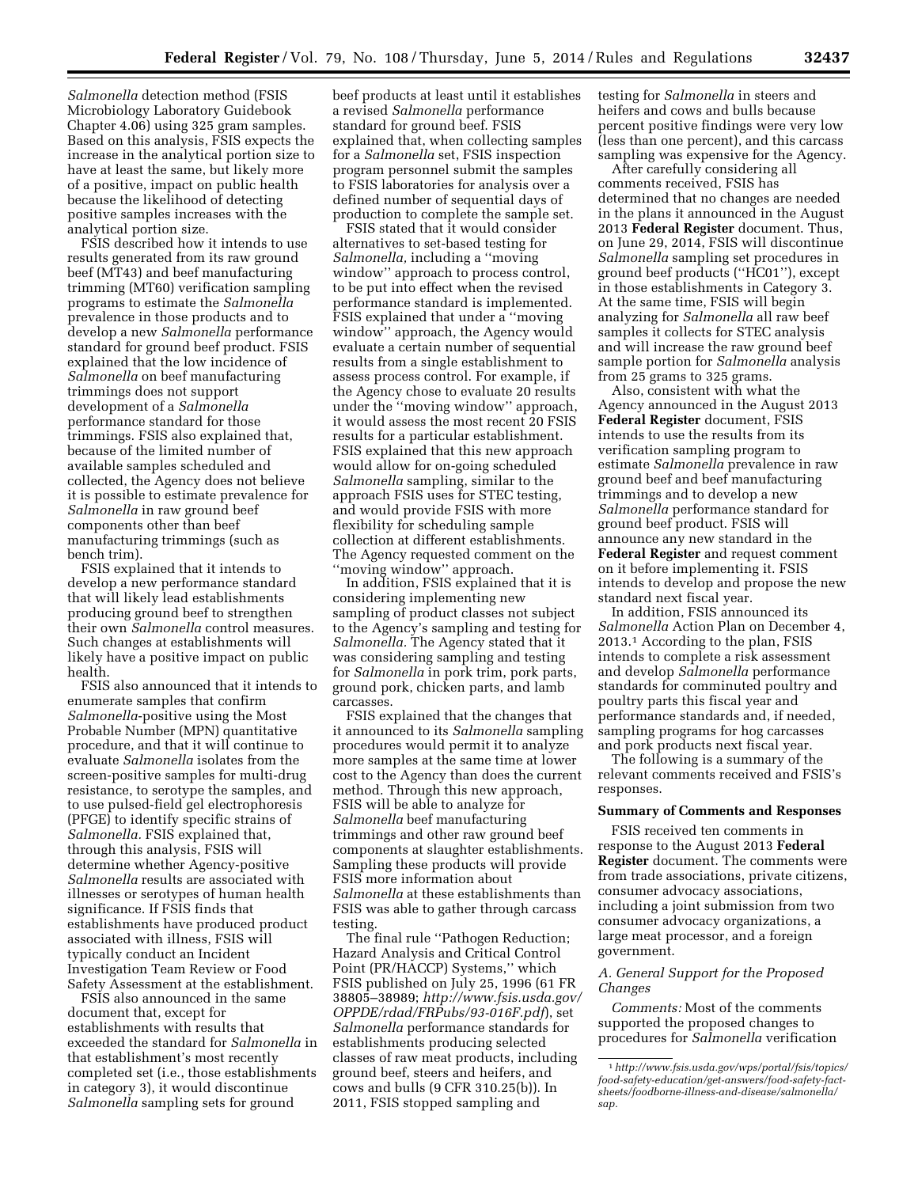*Salmonella* detection method (FSIS Microbiology Laboratory Guidebook Chapter 4.06) using 325 gram samples. Based on this analysis, FSIS expects the increase in the analytical portion size to have at least the same, but likely more of a positive, impact on public health because the likelihood of detecting positive samples increases with the analytical portion size.

FSIS described how it intends to use results generated from its raw ground beef (MT43) and beef manufacturing trimming (MT60) verification sampling programs to estimate the *Salmonella* prevalence in those products and to develop a new *Salmonella* performance standard for ground beef product. FSIS explained that the low incidence of *Salmonella* on beef manufacturing trimmings does not support development of a *Salmonella* performance standard for those trimmings. FSIS also explained that, because of the limited number of available samples scheduled and collected, the Agency does not believe it is possible to estimate prevalence for *Salmonella* in raw ground beef components other than beef manufacturing trimmings (such as bench trim).

FSIS explained that it intends to develop a new performance standard that will likely lead establishments producing ground beef to strengthen their own *Salmonella* control measures. Such changes at establishments will likely have a positive impact on public health.

FSIS also announced that it intends to enumerate samples that confirm *Salmonella*-positive using the Most Probable Number (MPN) quantitative procedure, and that it will continue to evaluate *Salmonella* isolates from the screen-positive samples for multi-drug resistance, to serotype the samples, and to use pulsed-field gel electrophoresis (PFGE) to identify specific strains of *Salmonella.* FSIS explained that, through this analysis, FSIS will determine whether Agency-positive *Salmonella* results are associated with illnesses or serotypes of human health significance. If FSIS finds that establishments have produced product associated with illness, FSIS will typically conduct an Incident Investigation Team Review or Food Safety Assessment at the establishment.

FSIS also announced in the same document that, except for establishments with results that exceeded the standard for *Salmonella* in that establishment's most recently completed set (i.e., those establishments in category 3), it would discontinue *Salmonella* sampling sets for ground beef products at least until it establishes a revised *Salmonella* performance standard for ground beef. FSIS explained that, when collecting samples for a *Salmonella* set, FSIS inspection program personnel submit the samples to FSIS laboratories for analysis over a defined number of sequential days of production to complete the sample set.

FSIS stated that it would consider alternatives to set-based testing for *Salmonella,* including a "moving window" approach to process control, to be put into effect when the revised performance standard is implemented. FSIS explained that under a "moving window" approach, the Agency would evaluate a certain number of sequential results from a single establishment to assess process control. For example, if the Agency chose to evaluate 20 results under the "moving window" approach, it would assess the most recent 20 FSIS results for a particular establishment. FSIS explained that this new approach would allow for on-going scheduled *Salmonella* sampling, similar to the approach FSIS uses for STEC testing, and would provide FSIS with more flexibility for scheduling sample collection at different establishments. The Agency requested comment on the "moving window" approach.

In addition, FSIS explained that it is considering implementing new sampling of product classes not subject to the Agency's sampling and testing for *Salmonella.* The Agency stated that it was considering sampling and testing for *Salmonella* in pork trim, pork parts, ground pork, chicken parts, and lamb carcasses.

FSIS explained that the changes that it announced to its *Salmonella* sampling procedures would permit it to analyze more samples at the same time at lower cost to the Agency than does the current method. Through this new approach, FSIS will be able to analyze for *Salmonella* beef manufacturing trimmings and other raw ground beef components at slaughter establishments. Sampling these products will provide FSIS more information about *Salmonella* at these establishments than FSIS was able to gather through carcass testing.

The final rule "Pathogen Reduction; Hazard Analysis and Critical Control Point (PR/HACCP) Systems," which FSIS published on July 25, 1996 (61 FR 38805–38989; *http://www.fsis.usda.gov/OPPDE/rdad/FRPubs/93-016F.pdf*), set *Salmonella* performance standards for establishments producing selected classes of raw meat products, including ground beef, steers and heifers, and cows and bulls (9 CFR 310.25(b)). In 2011, FSIS stopped sampling and testing for *Salmonella* in steers and heifers and cows and bulls because percent positive findings were very low (less than one percent), and this carcass sampling was expensive for the Agency.

After carefully considering all comments received, FSIS has determined that no changes are needed in the plans it announced in the August 2013 **Federal Register** document. Thus, on June 29, 2014, FSIS will discontinue *Salmonella* sampling set procedures in ground beef products ("HC01"), except in those establishments in Category 3. At the same time, FSIS will begin analyzing for *Salmonella* all raw beef samples it collects for STEC analysis and will increase the raw ground beef sample portion for *Salmonella* analysis from 25 grams to 325 grams.

Also, consistent with what the Agency announced in the August 2013 **Federal Register** document, FSIS intends to use the results from its verification sampling program to estimate *Salmonella* prevalence in raw ground beef and beef manufacturing trimmings and to develop a new *Salmonella* performance standard for ground beef product. FSIS will announce any new standard in the **Federal Register** and request comment on it before implementing it. FSIS intends to develop and propose the new standard next fiscal year.

In addition, FSIS announced its *Salmonella* Action Plan on December 4, 2013.[1] According to the plan, FSIS intends to complete a risk assessment and develop *Salmonella* performance standards for comminuted poultry and poultry parts this fiscal year and performance standards and, if needed, sampling programs for hog carcasses and pork products next fiscal year.

The following is a summary of the relevant comments received and FSIS's responses.

## Summary of Comments and Responses

FSIS received ten comments in response to the August 2013 **Federal Register** document. The comments were from trade associations, private citizens, consumer advocacy associations, including a joint submission from two consumer advocacy organizations, a large meat processor, and a foreign government.

### *A. General Support for the Proposed Changes*

*Comments:* Most of the comments supported the proposed changes to procedures for *Salmonella* verification

[1] *http://www.fsis.usda.gov/wps/portal/fsis/topics/food-safety-education/get-answers/food-safety-fact-sheets/foodborne-illness-and-disease/salmonella/sap.*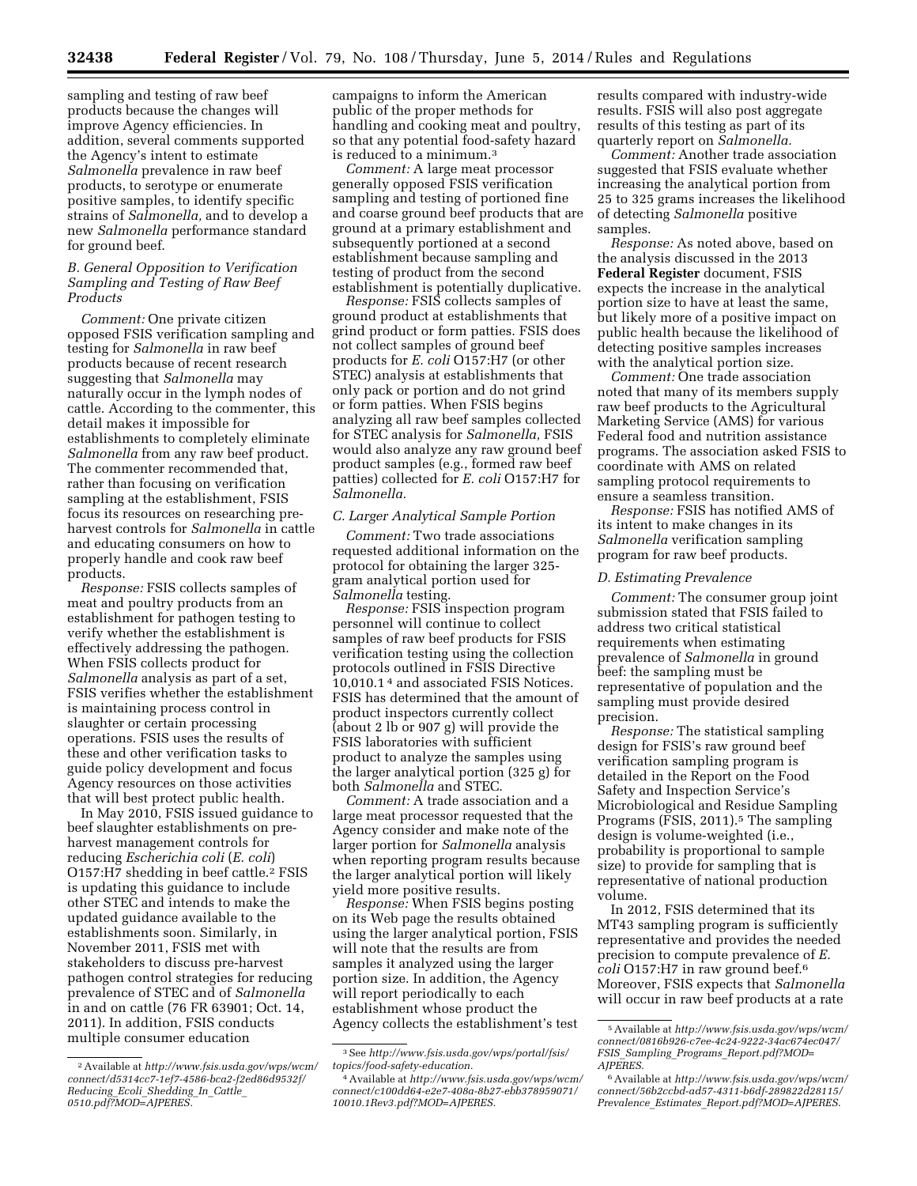sampling and testing of raw beef products because the changes will improve Agency efficiencies. In addition, several comments supported the Agency's intent to estimate *Salmonella* prevalence in raw beef products, to serotype or enumerate positive samples, to identify specific strains of *Salmonella,* and to develop a new *Salmonella* performance standard for ground beef.

### *B. General Opposition to Verification Sampling and Testing of Raw Beef Products*

*Comment:* One private citizen opposed FSIS verification sampling and testing for *Salmonella* in raw beef products because of recent research suggesting that *Salmonella* may naturally occur in the lymph nodes of cattle. According to the commenter, this detail makes it impossible for establishments to completely eliminate *Salmonella* from any raw beef product. The commenter recommended that, rather than focusing on verification sampling at the establishment, FSIS focus its resources on researching pre-harvest controls for *Salmonella* in cattle and educating consumers on how to properly handle and cook raw beef products.

*Response:* FSIS collects samples of meat and poultry products from an establishment for pathogen testing to verify whether the establishment is effectively addressing the pathogen. When FSIS collects product for *Salmonella* analysis as part of a set, FSIS verifies whether the establishment is maintaining process control in slaughter or certain processing operations. FSIS uses the results of these and other verification tasks to guide policy development and focus Agency resources on those activities that will best protect public health.

In May 2010, FSIS issued guidance to beef slaughter establishments on pre-harvest management controls for reducing *Escherichia coli* (*E. coli*) O157:H7 shedding in beef cattle.[2] FSIS is updating this guidance to include other STEC and intends to make the updated guidance available to the establishments soon. Similarly, in November 2011, FSIS met with stakeholders to discuss pre-harvest pathogen control strategies for reducing prevalence of STEC and of *Salmonella* in and on cattle (76 FR 63901; Oct. 14, 2011). In addition, FSIS conducts multiple consumer education campaigns to inform the American public of the proper methods for handling and cooking meat and poultry, so that any potential food-safety hazard is reduced to a minimum.[3]

*Comment:* A large meat processor generally opposed FSIS verification sampling and testing of portioned fine and coarse ground beef products that are ground at a primary establishment and subsequently portioned at a second establishment because sampling and testing of product from the second establishment is potentially duplicative.

*Response:* FSIS collects samples of ground product at establishments that grind product or form patties. FSIS does not collect samples of ground beef products for *E. coli* O157:H7 (or other STEC) analysis at establishments that only pack or portion and do not grind or form patties. When FSIS begins analyzing all raw beef samples collected for STEC analysis for *Salmonella,* FSIS would also analyze any raw ground beef product samples (e.g., formed raw beef patties) collected for *E. coli* O157:H7 for *Salmonella.*

### *C. Larger Analytical Sample Portion*

*Comment:* Two trade associations requested additional information on the protocol for obtaining the larger 325-gram analytical portion used for *Salmonella* testing.

*Response:* FSIS inspection program personnel will continue to collect samples of raw beef products for FSIS verification testing using the collection protocols outlined in FSIS Directive 10,010.1[4] and associated FSIS Notices. FSIS has determined that the amount of product inspectors currently collect (about 2 lb or 907 g) will provide the FSIS laboratories with sufficient product to analyze the samples using the larger analytical portion (325 g) for both *Salmonella* and STEC.

*Comment:* A trade association and a large meat processor requested that the Agency consider and make note of the larger portion for *Salmonella* analysis when reporting program results because the larger analytical portion will likely yield more positive results.

*Response:* When FSIS begins posting on its Web page the results obtained using the larger analytical portion, FSIS will note that the results are from samples it analyzed using the larger portion size. In addition, the Agency will report periodically to each establishment whose product the Agency collects the establishment's test results compared with industry-wide results. FSIS will also post aggregate results of this testing as part of its quarterly report on *Salmonella.*

*Comment:* Another trade association suggested that FSIS evaluate whether increasing the analytical portion from 25 to 325 grams increases the likelihood of detecting *Salmonella* positive samples.

*Response:* As noted above, based on the analysis discussed in the 2013 **Federal Register** document, FSIS expects the increase in the analytical portion size to have at least the same, but likely more of a positive impact on public health because the likelihood of detecting positive samples increases with the analytical portion size.

*Comment:* One trade association noted that many of its members supply raw beef products to the Agricultural Marketing Service (AMS) for various Federal food and nutrition assistance programs. The association asked FSIS to coordinate with AMS on related sampling protocol requirements to ensure a seamless transition.

*Response:* FSIS has notified AMS of its intent to make changes in its *Salmonella* verification sampling program for raw beef products.

### *D. Estimating Prevalence*

*Comment:* The consumer group joint submission stated that FSIS failed to address two critical statistical requirements when estimating prevalence of *Salmonella* in ground beef: the sampling must be representative of population and the sampling must provide desired precision.

*Response:* The statistical sampling design for FSIS's raw ground beef verification sampling program is detailed in the Report on the Food Safety and Inspection Service's Microbiological and Residue Sampling Programs (FSIS, 2011).[5] The sampling design is volume-weighted (i.e., probability is proportional to sample size) to provide for sampling that is representative of national production volume.

In 2012, FSIS determined that its MT43 sampling program is sufficiently representative and provides the needed precision to compute prevalence of *E. coli* O157:H7 in raw ground beef.[6] Moreover, FSIS expects that *Salmonella* will occur in raw beef products at a rate

---

[2] Available at *http://www.fsis.usda.gov/wps/wcm/connect/d5314cc7-1ef7-4586-bca2-f2ed86d9532f/Reducing_Ecoli_Shedding_In_Cattle_0510.pdf?MOD=AJPERES.*

[3] See *http://www.fsis.usda.gov/wps/portal/fsis/topics/food-safety-education.*

[4] Available at *http://www.fsis.usda.gov/wps/wcm/connect/c100dd64-e2e7-408a-8b27-ebb378959071/10010.1Rev3.pdf?MOD=AJPERES.*

[5] Available at *http://www.fsis.usda.gov/wps/wcm/connect/0816b926-c7ee-4c24-9222-34ac674ec047/FSIS_Sampling_Programs_Report.pdf?MOD=AJPERES.*

[6] Available at *http://www.fsis.usda.gov/wps/wcm/connect/56b2ccbd-ad57-4311-b6df-289822d28115/Prevalence_Estimates_Report.pdf?MOD=AJPERES.*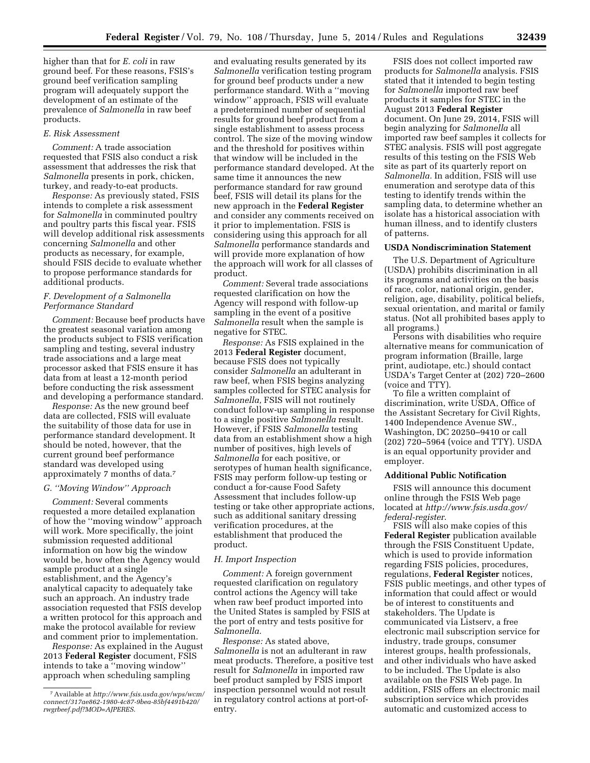higher than that for *E. coli* in raw ground beef. For these reasons, FSIS's ground beef verification sampling program will adequately support the development of an estimate of the prevalence of *Salmonella* in raw beef products.

### *E. Risk Assessment*

*Comment:* A trade association requested that FSIS also conduct a risk assessment that addresses the risk that *Salmonella* presents in pork, chicken, turkey, and ready-to-eat products.

*Response:* As previously stated, FSIS intends to complete a risk assessment for *Salmonella* in comminuted poultry and poultry parts this fiscal year. FSIS will develop additional risk assessments concerning *Salmonella* and other products as necessary, for example, should FSIS decide to evaluate whether to propose performance standards for additional products.

### *F. Development of a Salmonella Performance Standard*

*Comment:* Because beef products have the greatest seasonal variation among the products subject to FSIS verification sampling and testing, several industry trade associations and a large meat processor asked that FSIS ensure it has data from at least a 12-month period before conducting the risk assessment and developing a performance standard.

*Response:* As the new ground beef data are collected, FSIS will evaluate the suitability of those data for use in performance standard development. It should be noted, however, that the current ground beef performance standard was developed using approximately 7 months of data.[7]

### *G. ''Moving Window'' Approach*

*Comment:* Several comments requested a more detailed explanation of how the ''moving window'' approach will work. More specifically, the joint submission requested additional information on how big the window would be, how often the Agency would sample product at a single establishment, and the Agency's analytical capacity to adequately take such an approach. An industry trade association requested that FSIS develop a written protocol for this approach and make the protocol available for review and comment prior to implementation.

*Response:* As explained in the August 2013 **Federal Register** document, FSIS intends to take a ''moving window'' approach when scheduling sampling and evaluating results generated by its *Salmonella* verification testing program for ground beef products under a new performance standard. With a ''moving window'' approach, FSIS will evaluate a predetermined number of sequential results for ground beef product from a single establishment to assess process control. The size of the moving window and the threshold for positives within that window will be included in the performance standard developed. At the same time it announces the new performance standard for raw ground beef, FSIS will detail its plans for the new approach in the **Federal Register** and consider any comments received on it prior to implementation. FSIS is considering using this approach for all *Salmonella* performance standards and will provide more explanation of how the approach will work for all classes of product.

*Comment:* Several trade associations requested clarification on how the Agency will respond with follow-up sampling in the event of a positive *Salmonella* result when the sample is negative for STEC.

*Response:* As FSIS explained in the 2013 **Federal Register** document, because FSIS does not typically consider *Salmonella* an adulterant in raw beef, when FSIS begins analyzing samples collected for STEC analysis for *Salmonella,* FSIS will not routinely conduct follow-up sampling in response to a single positive *Salmonella* result. However, if FSIS *Salmonella* testing data from an establishment show a high number of positives, high levels of *Salmonella* for each positive, or serotypes of human health significance, FSIS may perform follow-up testing or conduct a for-cause Food Safety Assessment that includes follow-up testing or take other appropriate actions, such as additional sanitary dressing verification procedures, at the establishment that produced the product.

### *H. Import Inspection*

*Comment:* A foreign government requested clarification on regulatory control actions the Agency will take when raw beef product imported into the United States is sampled by FSIS at the port of entry and tests positive for *Salmonella.*

*Response:* As stated above, *Salmonella* is not an adulterant in raw meat products. Therefore, a positive test result for *Salmonella* in imported raw beef product sampled by FSIS import inspection personnel would not result in regulatory control actions at port-of-entry.

FSIS does not collect imported raw products for *Salmonella* analysis. FSIS stated that it intended to begin testing for *Salmonella* imported raw beef products it samples for STEC in the August 2013 **Federal Register** document. On June 29, 2014, FSIS will begin analyzing for *Salmonella* all imported raw beef samples it collects for STEC analysis. FSIS will post aggregate results of this testing on the FSIS Web site as part of its quarterly report on *Salmonella.* In addition, FSIS will use enumeration and serotype data of this testing to identify trends within the sampling data, to determine whether an isolate has a historical association with human illness, and to identify clusters of patterns.

## USDA Nondiscrimination Statement

The U.S. Department of Agriculture (USDA) prohibits discrimination in all its programs and activities on the basis of race, color, national origin, gender, religion, age, disability, political beliefs, sexual orientation, and marital or family status. (Not all prohibited bases apply to all programs.)

Persons with disabilities who require alternative means for communication of program information (Braille, large print, audiotape, etc.) should contact USDA's Target Center at (202) 720–2600 (voice and TTY).

To file a written complaint of discrimination, write USDA, Office of the Assistant Secretary for Civil Rights, 1400 Independence Avenue SW., Washington, DC 20250–9410 or call (202) 720–5964 (voice and TTY). USDA is an equal opportunity provider and employer.

## Additional Public Notification

FSIS will announce this document online through the FSIS Web page located at *http://www.fsis.usda.gov/federal-register*.

FSIS will also make copies of this **Federal Register** publication available through the FSIS Constituent Update, which is used to provide information regarding FSIS policies, procedures, regulations, **Federal Register** notices, FSIS public meetings, and other types of information that could affect or would be of interest to constituents and stakeholders. The Update is communicated via Listserv, a free electronic mail subscription service for industry, trade groups, consumer interest groups, health professionals, and other individuals who have asked to be included. The Update is also available on the FSIS Web page. In addition, FSIS offers an electronic mail subscription service which provides automatic and customized access to

---

[7] Available at *http://www.fsis.usda.gov/wps/wcm/connect/317ae862-1980-4c87-9bea-85bf4491b420/rwgrbeef.pdf?MOD=AJPERES*.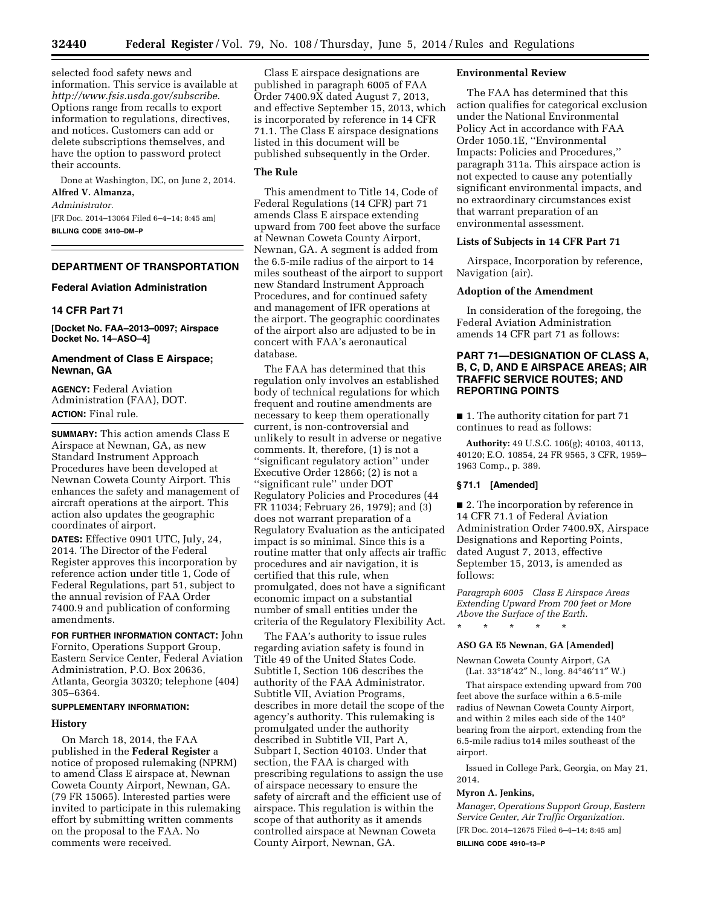selected food safety news and information. This service is available at *http://www.fsis.usda.gov/subscribe.* Options range from recalls to export information to regulations, directives, and notices. Customers can add or delete subscriptions themselves, and have the option to password protect their accounts.

Done at Washington, DC, on June 2, 2014.

**Alfred V. Almanza,**

*Administrator.*

[FR Doc. 2014–13064 Filed 6–4–14; 8:45 am]

**BILLING CODE 3410–DM–P**

---

## DEPARTMENT OF TRANSPORTATION

### Federal Aviation Administration

### 14 CFR Part 71

**[Docket No. FAA–2013–0097; Airspace Docket No. 14–ASO–4]**

### Amendment of Class E Airspace; Newnan, GA

**AGENCY:** Federal Aviation Administration (FAA), DOT.

**ACTION:** Final rule.

**SUMMARY:** This action amends Class E Airspace at Newnan, GA, as new Standard Instrument Approach Procedures have been developed at Newnan Coweta County Airport. This enhances the safety and management of aircraft operations at the airport. This action also updates the geographic coordinates of airport.

**DATES:** Effective 0901 UTC, July, 24, 2014. The Director of the Federal Register approves this incorporation by reference action under title 1, Code of Federal Regulations, part 51, subject to the annual revision of FAA Order 7400.9 and publication of conforming amendments.

**FOR FURTHER INFORMATION CONTACT:** John Fornito, Operations Support Group, Eastern Service Center, Federal Aviation Administration, P.O. Box 20636, Atlanta, Georgia 30320; telephone (404) 305–6364.

**SUPPLEMENTARY INFORMATION:**

#### History

On March 18, 2014, the FAA published in the **Federal Register** a notice of proposed rulemaking (NPRM) to amend Class E airspace at, Newnan Coweta County Airport, Newnan, GA. (79 FR 15065). Interested parties were invited to participate in this rulemaking effort by submitting written comments on the proposal to the FAA. No comments were received.

Class E airspace designations are published in paragraph 6005 of FAA Order 7400.9X dated August 7, 2013, and effective September 15, 2013, which is incorporated by reference in 14 CFR 71.1. The Class E airspace designations listed in this document will be published subsequently in the Order.

#### The Rule

This amendment to Title 14, Code of Federal Regulations (14 CFR) part 71 amends Class E airspace extending upward from 700 feet above the surface at Newnan Coweta County Airport, Newnan, GA. A segment is added from the 6.5-mile radius of the airport to 14 miles southeast of the airport to support new Standard Instrument Approach Procedures, and for continued safety and management of IFR operations at the airport. The geographic coordinates of the airport also are adjusted to be in concert with FAA's aeronautical database.

The FAA has determined that this regulation only involves an established body of technical regulations for which frequent and routine amendments are necessary to keep them operationally current, is non-controversial and unlikely to result in adverse or negative comments. It, therefore, (1) is not a ''significant regulatory action'' under Executive Order 12866; (2) is not a ''significant rule'' under DOT Regulatory Policies and Procedures (44 FR 11034; February 26, 1979); and (3) does not warrant preparation of a Regulatory Evaluation as the anticipated impact is so minimal. Since this is a routine matter that only affects air traffic procedures and air navigation, it is certified that this rule, when promulgated, does not have a significant economic impact on a substantial number of small entities under the criteria of the Regulatory Flexibility Act.

The FAA's authority to issue rules regarding aviation safety is found in Title 49 of the United States Code. Subtitle I, Section 106 describes the authority of the FAA Administrator. Subtitle VII, Aviation Programs, describes in more detail the scope of the agency's authority. This rulemaking is promulgated under the authority described in Subtitle VII, Part A, Subpart I, Section 40103. Under that section, the FAA is charged with prescribing regulations to assign the use of airspace necessary to ensure the safety of aircraft and the efficient use of airspace. This regulation is within the scope of that authority as it amends controlled airspace at Newnan Coweta County Airport, Newnan, GA.

#### Environmental Review

The FAA has determined that this action qualifies for categorical exclusion under the National Environmental Policy Act in accordance with FAA Order 1050.1E, ''Environmental Impacts: Policies and Procedures,'' paragraph 311a. This airspace action is not expected to cause any potentially significant environmental impacts, and no extraordinary circumstances exist that warrant preparation of an environmental assessment.

#### Lists of Subjects in 14 CFR Part 71

Airspace, Incorporation by reference, Navigation (air).

#### Adoption of the Amendment

In consideration of the foregoing, the Federal Aviation Administration amends 14 CFR part 71 as follows:

### PART 71—DESIGNATION OF CLASS A, B, C, D, AND E AIRSPACE AREAS; AIR TRAFFIC SERVICE ROUTES; AND REPORTING POINTS

■ 1. The authority citation for part 71 continues to read as follows:

**Authority:** 49 U.S.C. 106(g); 40103, 40113, 40120; E.O. 10854, 24 FR 9565, 3 CFR, 1959–1963 Comp., p. 389.

#### § 71.1 [Amended]

■ 2. The incorporation by reference in 14 CFR 71.1 of Federal Aviation Administration Order 7400.9X, Airspace Designations and Reporting Points, dated August 7, 2013, effective September 15, 2013, is amended as follows:

*Paragraph 6005 Class E Airspace Areas Extending Upward From 700 feet or More Above the Surface of the Earth.*

\* \* \* \* \*

**ASO GA E5 Newnan, GA [Amended]**

Newnan Coweta County Airport, GA
(Lat. 33°18′42″ N., long. 84°46′11″ W.)

That airspace extending upward from 700 feet above the surface within a 6.5-mile radius of Newnan Coweta County Airport, and within 2 miles each side of the 140° bearing from the airport, extending from the 6.5-mile radius to14 miles southeast of the airport.

Issued in College Park, Georgia, on May 21, 2014.

**Myron A. Jenkins,**

*Manager, Operations Support Group, Eastern Service Center, Air Traffic Organization.*

[FR Doc. 2014–12675 Filed 6–4–14; 8:45 am]

**BILLING CODE 4910–13–P**